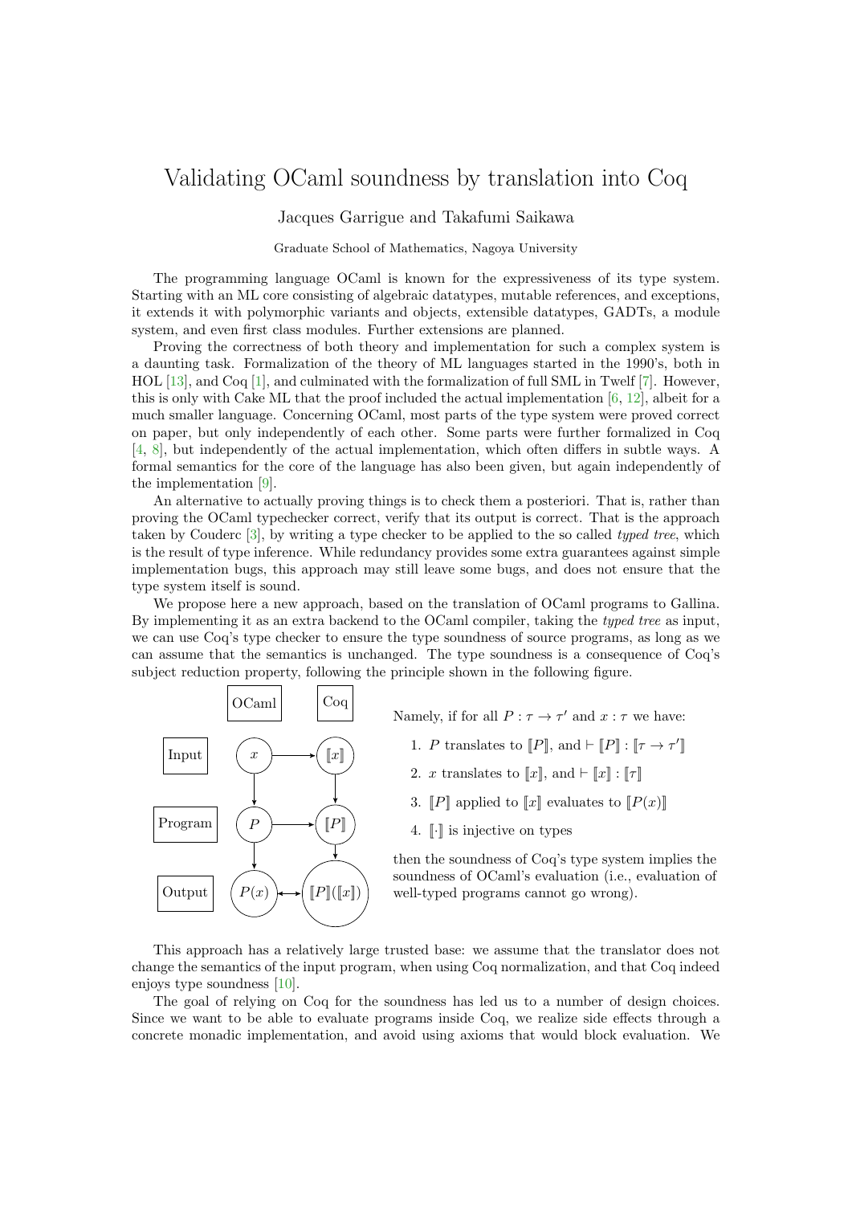# Validating OCaml soundness by translation into Coq

Jacques Garrigue and Takafumi Saikawa

Graduate School of Mathematics, Nagoya University

The programming language OCaml is known for the expressiveness of its type system. Starting with an ML core consisting of algebraic datatypes, mutable references, and exceptions, it extends it with polymorphic variants and objects, extensible datatypes, GADTs, a module system, and even first class modules. Further extensions are planned.

Proving the correctness of both theory and implementation for such a complex system is a daunting task. Formalization of the theory of ML languages started in the 1990's, both in HOL [13], and Coq [1], and culminated with the formalization of full SML in Twelf [7]. However, this is only with Cake ML that the proof included the actual implementation [6, 12], albeit for a much smaller language. Concerning OCaml, most parts of the type system were proved correct on paper, but only independently of each other. Some parts were further formalized in Coq [4, 8], but independently of the actual implementation, which often differs in subtle ways. A formal semantics for the core of the language has also been given, but again independently of the implementation [9].

An alternative to actually proving things is to check them a posteriori. That is, rather than proving the OCaml typechecker correct, verify that its output is correct. That is the approach taken by Couderc [3], by writing a type checker to be applied to the so called *typed tree*, which is the result of type inference. While redundancy provides some extra guarantees against simple implementation bugs, this approach may still leave some bugs, and does not ensure that the type system itself is sound.

We propose here a new approach, based on the translation of OCaml programs to Gallina. By implementing it as an extra backend to the OCaml compiler, taking the *typed tree* as input, we can use Coq's type checker to ensure the type soundness of source programs, as long as we can assume that the semantics is unchanged. The type soundness is a consequence of Coq's subject reduction property, following the principle shown in the following figure.

| | OCaml | Coq |
|---|---|---|
| Input | $x$ | $[\![x]\!]$ |
| Program | $P$ | $[\![P]\!]$ |
| Output | $P(x)$ | $[\![P]\!]([\![x]\!])$ |

Namely, if for all $P : \tau \to \tau'$ and $x : \tau$ we have:

1. $P$ translates to $[\![P]\!]$, and $\vdash [\![P]\!] : [\![\tau \to \tau']\!]$
2. $x$ translates to $[\![x]\!]$, and $\vdash [\![x]\!] : [\![\tau]\!]$
3. $[\![P]\!]$ applied to $[\![x]\!]$ evaluates to $[\![P(x)]\!]$
4. $[\![\cdot]\!]$ is injective on types

then the soundness of Coq's type system implies the soundness of OCaml's evaluation (i.e., evaluation of well-typed programs cannot go wrong).

This approach has a relatively large trusted base: we assume that the translator does not change the semantics of the input program, when using Coq normalization, and that Coq indeed enjoys type soundness [10].

The goal of relying on Coq for the soundness has led us to a number of design choices. Since we want to be able to evaluate programs inside Coq, we realize side effects through a concrete monadic implementation, and avoid using axioms that would block evaluation. We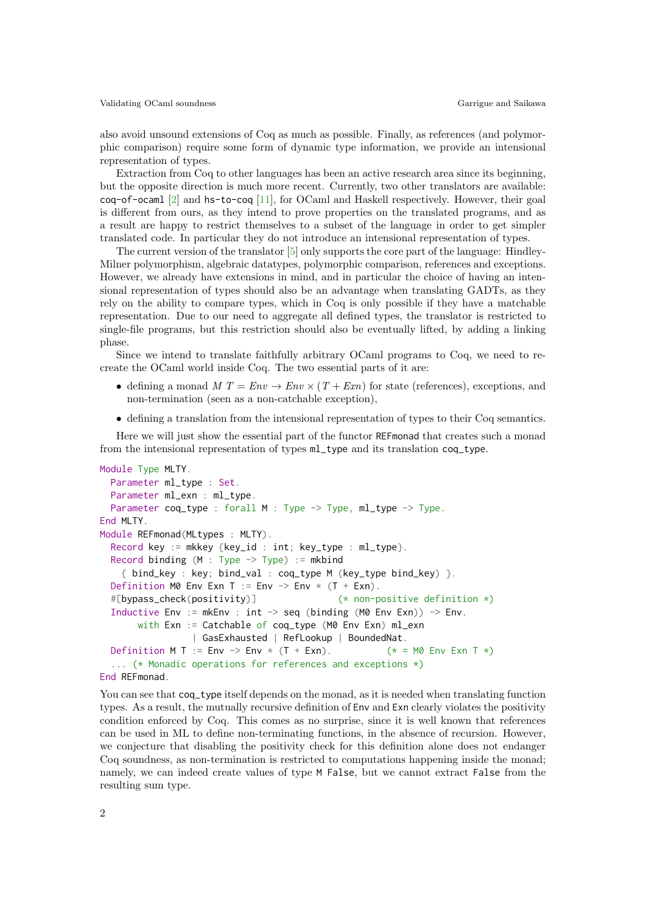also avoid unsound extensions of Coq as much as possible. Finally, as references (and polymorphic comparison) require some form of dynamic type information, we provide an intensional representation of types.

Extraction from Coq to other languages has been an active research area since its beginning, but the opposite direction is much more recent. Currently, two other translators are available: `coq-of-ocaml` [2] and `hs-to-coq` [11], for OCaml and Haskell respectively. However, their goal is different from ours, as they intend to prove properties on the translated programs, and as a result are happy to restrict themselves to a subset of the language in order to get simpler translated code. In particular they do not introduce an intensional representation of types.

The current version of the translator [5] only supports the core part of the language: Hindley-Milner polymorphism, algebraic datatypes, polymorphic comparison, references and exceptions. However, we already have extensions in mind, and in particular the choice of having an intensional representation of types should also be an advantage when translating GADTs, as they rely on the ability to compare types, which in Coq is only possible if they have a matchable representation. Due to our need to aggregate all defined types, the translator is restricted to single-file programs, but this restriction should also be eventually lifted, by adding a linking phase.

Since we intend to translate faithfully arbitrary OCaml programs to Coq, we need to recreate the OCaml world inside Coq. The two essential parts of it are:

- defining a monad $M\ T = \mathit{Env} \to \mathit{Env} \times (T + \mathit{Exn})$ for state (references), exceptions, and non-termination (seen as a non-catchable exception),
- defining a translation from the intensional representation of types to their Coq semantics.

Here we will just show the essential part of the functor `REFmonad` that creates such a monad from the intensional representation of types `ml_type` and its translation `coq_type`.

```
Module Type MLTY.
  Parameter ml_type : Set.
  Parameter ml_exn : ml_type.
  Parameter coq_type : forall M : Type -> Type, ml_type -> Type.
End MLTY.
Module REFmonad(MLtypes : MLTY).
  Record key := mkkey {key_id : int; key_type : ml_type}.
  Record binding (M : Type -> Type) := mkbind
    { bind_key : key; bind_val : coq_type M (key_type bind_key) }.
  Definition M0 Env Exn T := Env -> Env * (T + Exn).
  #[bypass_check(positivity)]              (* non-positive definition *)
  Inductive Env := mkEnv : int -> seq (binding (M0 Env Exn)) -> Env.
       with Exn := Catchable of coq_type (M0 Env Exn) ml_exn
                 | GasExhausted | RefLookup | BoundedNat.
  Definition M T := Env -> Env * (T + Exn).          (* = M0 Env Exn T *)
  ... (* Monadic operations for references and exceptions *)
End REFmonad.
```

You can see that `coq_type` itself depends on the monad, as it is needed when translating function types. As a result, the mutually recursive definition of `Env` and `Exn` clearly violates the positivity condition enforced by Coq. This comes as no surprise, since it is well known that references can be used in ML to define non-terminating functions, in the absence of recursion. However, we conjecture that disabling the positivity check for this definition alone does not endanger Coq soundness, as non-termination is restricted to computations happening inside the monad; namely, we can indeed create values of type `M False`, but we cannot extract `False` from the resulting sum type.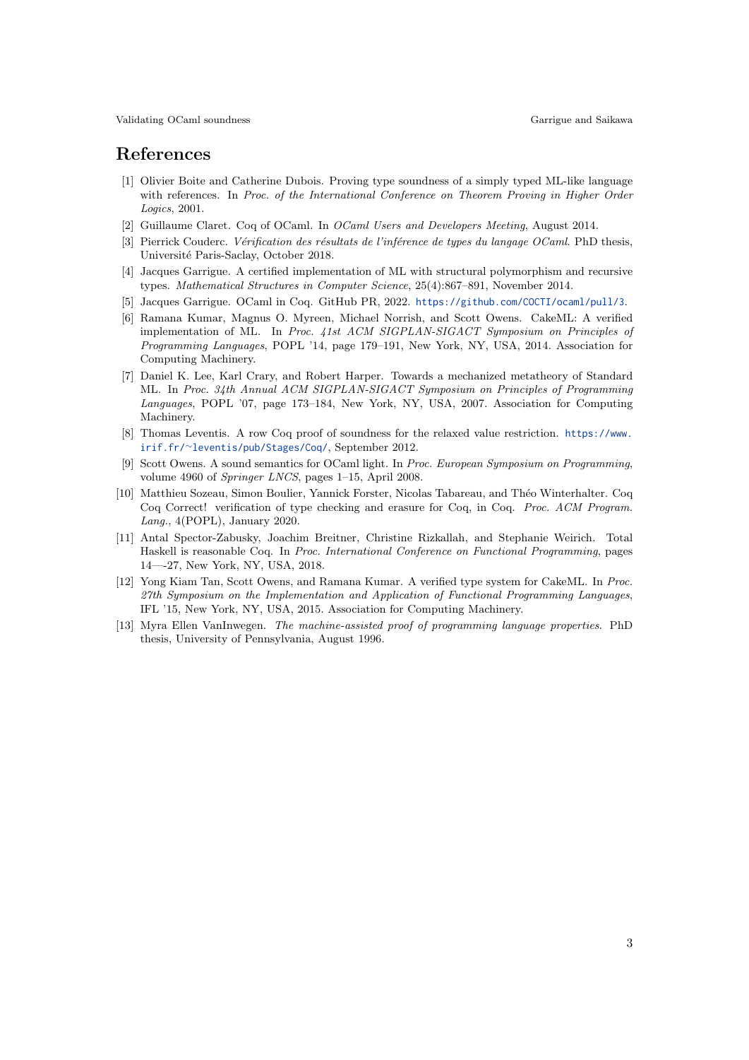# References

[1] Olivier Boite and Catherine Dubois. Proving type soundness of a simply typed ML-like language with references. In *Proc. of the International Conference on Theorem Proving in Higher Order Logics*, 2001.

[2] Guillaume Claret. Coq of OCaml. In *OCaml Users and Developers Meeting*, August 2014.

[3] Pierrick Couderc. *Vérification des résultats de l'inférence de types du langage OCaml*. PhD thesis, Université Paris-Saclay, October 2018.

[4] Jacques Garrigue. A certified implementation of ML with structural polymorphism and recursive types. *Mathematical Structures in Computer Science*, 25(4):867–891, November 2014.

[5] Jacques Garrigue. OCaml in Coq. GitHub PR, 2022. https://github.com/COCTI/ocaml/pull/3.

[6] Ramana Kumar, Magnus O. Myreen, Michael Norrish, and Scott Owens. CakeML: A verified implementation of ML. In *Proc. 41st ACM SIGPLAN-SIGACT Symposium on Principles of Programming Languages*, POPL '14, page 179–191, New York, NY, USA, 2014. Association for Computing Machinery.

[7] Daniel K. Lee, Karl Crary, and Robert Harper. Towards a mechanized metatheory of Standard ML. In *Proc. 34th Annual ACM SIGPLAN-SIGACT Symposium on Principles of Programming Languages*, POPL '07, page 173–184, New York, NY, USA, 2007. Association for Computing Machinery.

[8] Thomas Leventis. A row Coq proof of soundness for the relaxed value restriction. https://www.irif.fr/~leventis/pub/Stages/Coq/, September 2012.

[9] Scott Owens. A sound semantics for OCaml light. In *Proc. European Symposium on Programming*, volume 4960 of *Springer LNCS*, pages 1–15, April 2008.

[10] Matthieu Sozeau, Simon Boulier, Yannick Forster, Nicolas Tabareau, and Théo Winterhalter. Coq Coq Correct! verification of type checking and erasure for Coq, in Coq. *Proc. ACM Program. Lang.*, 4(POPL), January 2020.

[11] Antal Spector-Zabusky, Joachim Breitner, Christine Rizkallah, and Stephanie Weirich. Total Haskell is reasonable Coq. In *Proc. International Conference on Functional Programming*, pages 14—-27, New York, NY, USA, 2018.

[12] Yong Kiam Tan, Scott Owens, and Ramana Kumar. A verified type system for CakeML. In *Proc. 27th Symposium on the Implementation and Application of Functional Programming Languages*, IFL '15, New York, NY, USA, 2015. Association for Computing Machinery.

[13] Myra Ellen VanInwegen. *The machine-assisted proof of programming language properties*. PhD thesis, University of Pennsylvania, August 1996.